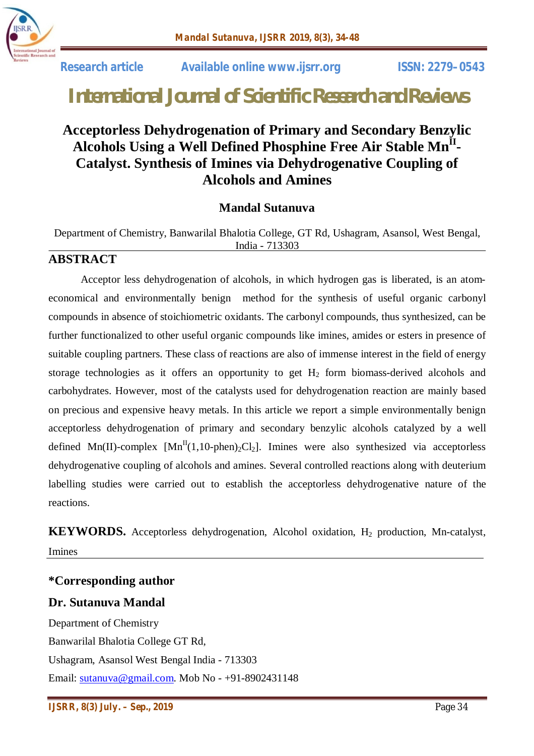Research article | Available online www.ijsrr.org | ISSN: 2279–0543

# International Journal of Scientific Research and Reviews

## Acceptorless Dehydrogenation of Primary and Secondary Benzylic Alcohols Using a Well Defined Phosphine Free Air Stable $Mn^{II}$-Catalyst. Synthesis of Imines via Dehydrogenative Coupling of Alcohols and Amines

**Mandal Sutanuva**

Department of Chemistry, Banwarilal Bhalotia College, GT Rd, Ushagram, Asansol, West Bengal, India - 713303

## ABSTRACT

Acceptor less dehydrogenation of alcohols, in which hydrogen gas is liberated, is an atom-economical and environmentally benign method for the synthesis of useful organic carbonyl compounds in absence of stoichiometric oxidants. The carbonyl compounds, thus synthesized, can be further functionalized to other useful organic compounds like imines, amides or esters in presence of suitable coupling partners. These class of reactions are also of immense interest in the field of energy storage technologies as it offers an opportunity to get $H_2$ form biomass-derived alcohols and carbohydrates. However, most of the catalysts used for dehydrogenation reaction are mainly based on precious and expensive heavy metals. In this article we report a simple environmentally benign acceptorless dehydrogenation of primary and secondary benzylic alcohols catalyzed by a well defined Mn(II)-complex $[Mn^{II}(1,10\text{-phen})_2Cl_2]$. Imines were also synthesized via acceptorless dehydrogenative coupling of alcohols and amines. Several controlled reactions along with deuterium labelling studies were carried out to establish the acceptorless dehydrogenative nature of the reactions.

**KEYWORDS.** Acceptorless dehydrogenation, Alcohol oxidation, $H_2$ production, Mn-catalyst, Imines

### *Corresponding author

### Dr. Sutanuva Mandal

Department of Chemistry

Banwarilal Bhalotia College GT Rd,

Ushagram, Asansol West Bengal India - 713303

Email: sutanuva@gmail.com. Mob No - +91-8902431148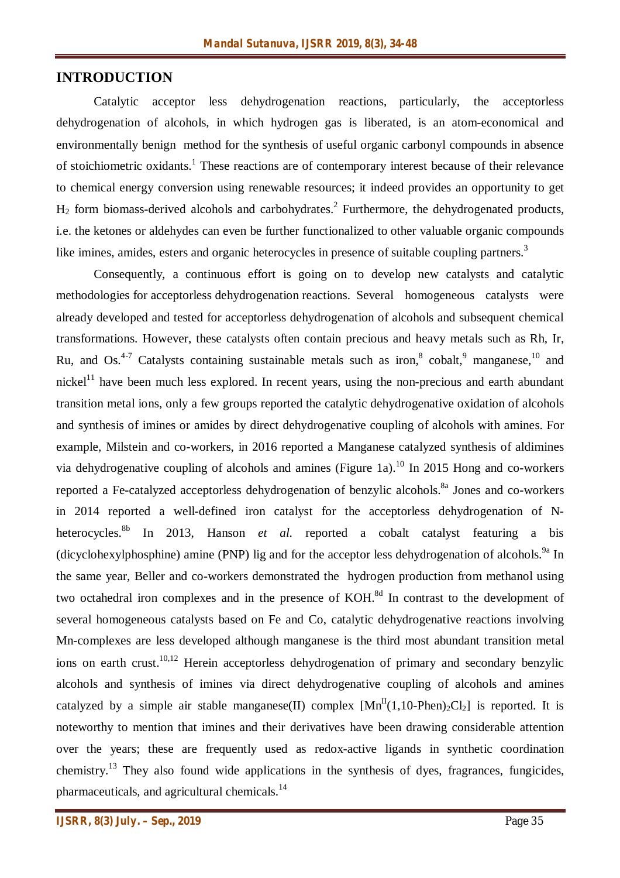## INTRODUCTION

Catalytic acceptor less dehydrogenation reactions, particularly, the acceptorless dehydrogenation of alcohols, in which hydrogen gas is liberated, is an atom-economical and environmentally benign method for the synthesis of useful organic carbonyl compounds in absence of stoichiometric oxidants.[1] These reactions are of contemporary interest because of their relevance to chemical energy conversion using renewable resources; it indeed provides an opportunity to get $H_2$ form biomass-derived alcohols and carbohydrates.[2] Furthermore, the dehydrogenated products, i.e. the ketones or aldehydes can even be further functionalized to other valuable organic compounds like imines, amides, esters and organic heterocycles in presence of suitable coupling partners.[3]

Consequently, a continuous effort is going on to develop new catalysts and catalytic methodologies for acceptorless dehydrogenation reactions. Several homogeneous catalysts were already developed and tested for acceptorless dehydrogenation of alcohols and subsequent chemical transformations. However, these catalysts often contain precious and heavy metals such as Rh, Ir, Ru, and Os.[4-7] Catalysts containing sustainable metals such as iron,[8] cobalt,[9] manganese,[10] and nickel[11] have been much less explored. In recent years, using the non-precious and earth abundant transition metal ions, only a few groups reported the catalytic dehydrogenative oxidation of alcohols and synthesis of imines or amides by direct dehydrogenative coupling of alcohols with amines. For example, Milstein and co-workers, in 2016 reported a Manganese catalyzed synthesis of aldimines via dehydrogenative coupling of alcohols and amines (Figure 1a).[10] In 2015 Hong and co-workers reported a Fe-catalyzed acceptorless dehydrogenation of benzylic alcohols.[8a] Jones and co-workers in 2014 reported a well-defined iron catalyst for the acceptorless dehydrogenation of N-heterocycles.[8b] In 2013, Hanson *et al.* reported a cobalt catalyst featuring a bis (dicyclohexylphosphine) amine (PNP) lig and for the acceptor less dehydrogenation of alcohols.[9a] In the same year, Beller and co-workers demonstrated the hydrogen production from methanol using two octahedral iron complexes and in the presence of KOH.[8d] In contrast to the development of several homogeneous catalysts based on Fe and Co, catalytic dehydrogenative reactions involving Mn-complexes are less developed although manganese is the third most abundant transition metal ions on earth crust.[10,12] Herein acceptorless dehydrogenation of primary and secondary benzylic alcohols and synthesis of imines via direct dehydrogenative coupling of alcohols and amines catalyzed by a simple air stable manganese(II) complex $[Mn^{II}(1,10\text{-Phen})_2Cl_2]$ is reported. It is noteworthy to mention that imines and their derivatives have been drawing considerable attention over the years; these are frequently used as redox-active ligands in synthetic coordination chemistry.[13] They also found wide applications in the synthesis of dyes, fragrances, fungicides, pharmaceuticals, and agricultural chemicals.[14]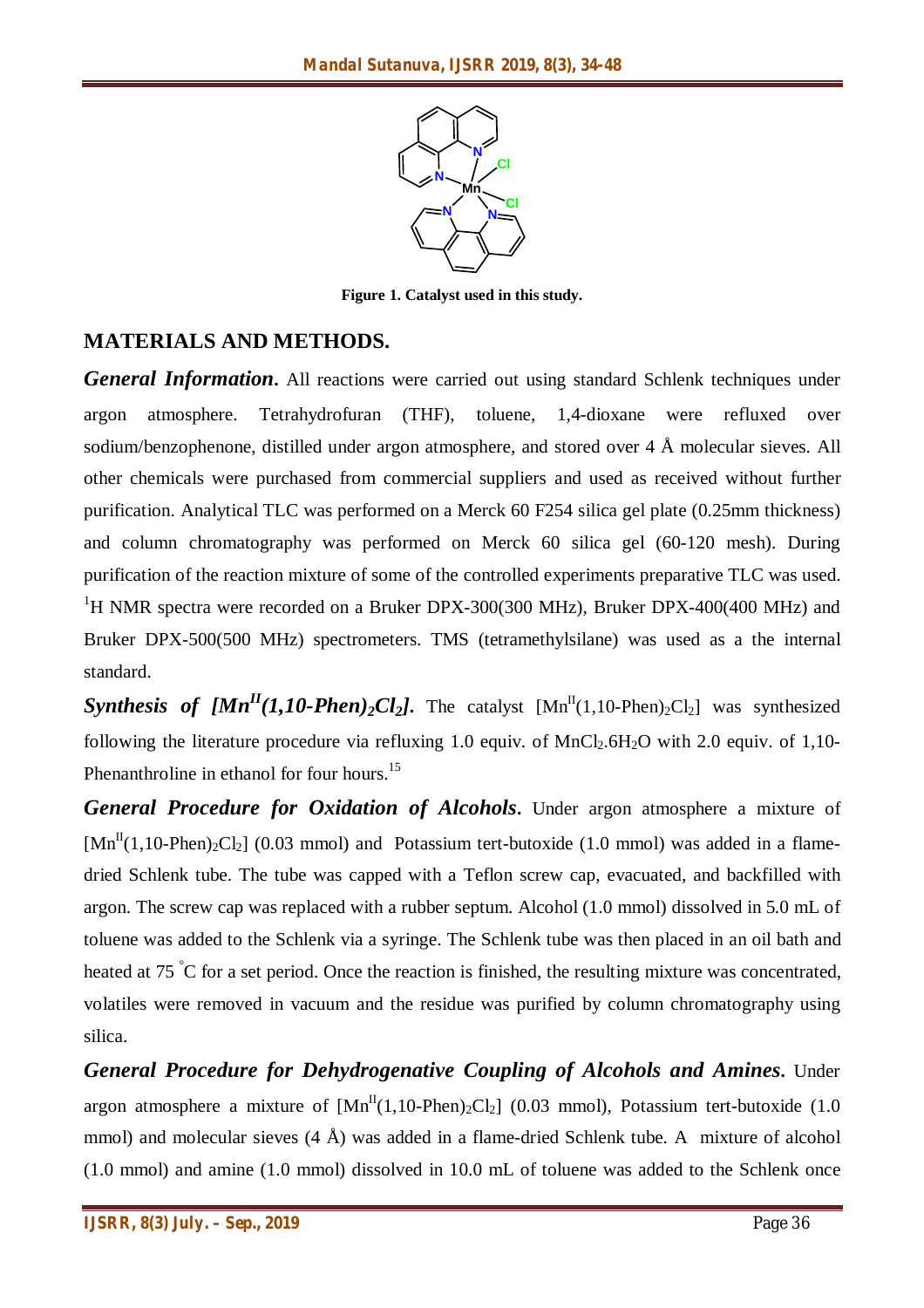Figure 1. Catalyst used in this study.

## MATERIALS AND METHODS.

***General Information***. All reactions were carried out using standard Schlenk techniques under argon atmosphere. Tetrahydrofuran (THF), toluene, 1,4-dioxane were refluxed over sodium/benzophenone, distilled under argon atmosphere, and stored over 4 Å molecular sieves. All other chemicals were purchased from commercial suppliers and used as received without further purification. Analytical TLC was performed on a Merck 60 F254 silica gel plate (0.25mm thickness) and column chromatography was performed on Merck 60 silica gel (60-120 mesh). During purification of the reaction mixture of some of the controlled experiments preparative TLC was used. $^1$H NMR spectra were recorded on a Bruker DPX-300(300 MHz), Bruker DPX-400(400 MHz) and Bruker DPX-500(500 MHz) spectrometers. TMS (tetramethylsilane) was used as a the internal standard.

***Synthesis of [$Mn^{II}$(1,10-Phen)$_2$Cl$_2$].*** The catalyst [$Mn^{II}$(1,10-Phen)$_2$Cl$_2$] was synthesized following the literature procedure via refluxing 1.0 equiv. of $MnCl_2.6H_2O$ with 2.0 equiv. of 1,10-Phenanthroline in ethanol for four hours.[15]

***General Procedure for Oxidation of Alcohols***. Under argon atmosphere a mixture of [$Mn^{II}$(1,10-Phen)$_2$Cl$_2$] (0.03 mmol) and Potassium tert-butoxide (1.0 mmol) was added in a flame-dried Schlenk tube. The tube was capped with a Teflon screw cap, evacuated, and backfilled with argon. The screw cap was replaced with a rubber septum. Alcohol (1.0 mmol) dissolved in 5.0 mL of toluene was added to the Schlenk via a syringe. The Schlenk tube was then placed in an oil bath and heated at 75 °C for a set period. Once the reaction is finished, the resulting mixture was concentrated, volatiles were removed in vacuum and the residue was purified by column chromatography using silica.

***General Procedure for Dehydrogenative Coupling of Alcohols and Amines***. Under argon atmosphere a mixture of [$Mn^{II}$(1,10-Phen)$_2$Cl$_2$] (0.03 mmol), Potassium tert-butoxide (1.0 mmol) and molecular sieves (4 Å) was added in a flame-dried Schlenk tube. A mixture of alcohol (1.0 mmol) and amine (1.0 mmol) dissolved in 10.0 mL of toluene was added to the Schlenk once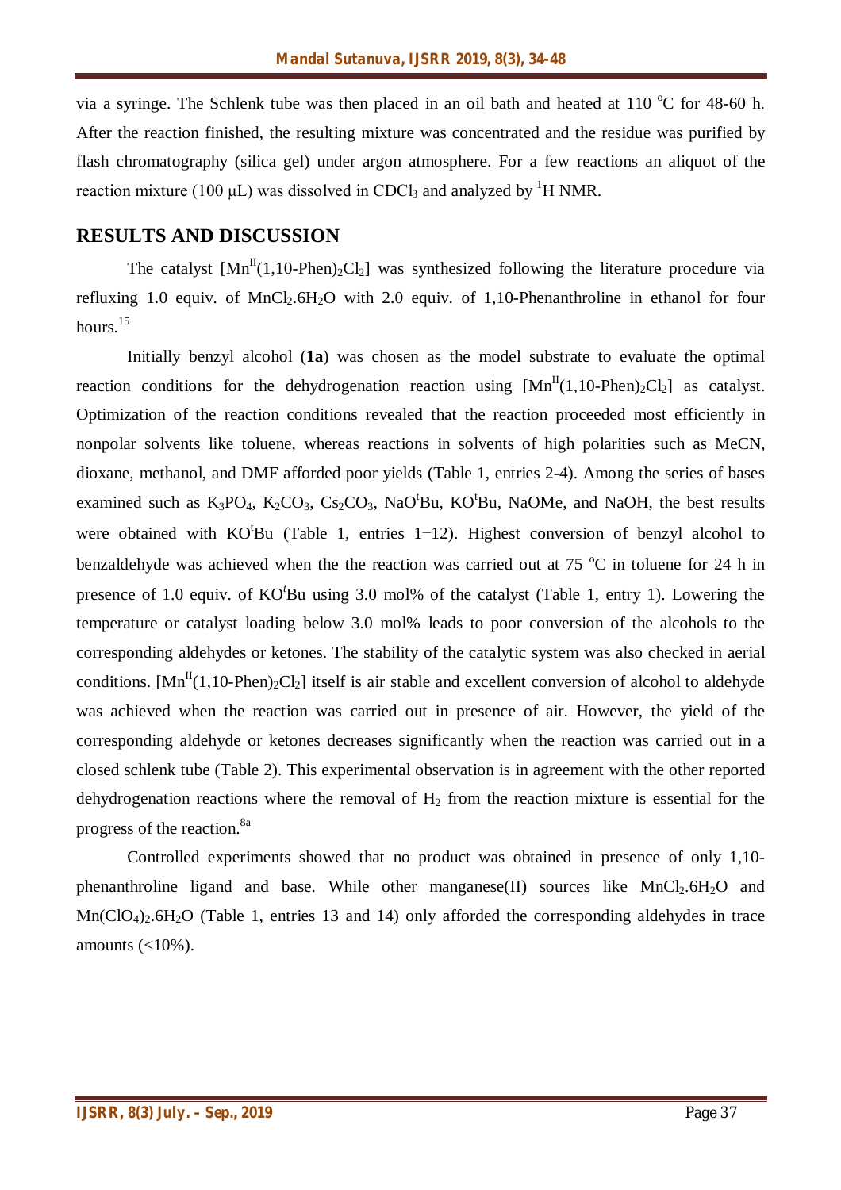via a syringe. The Schlenk tube was then placed in an oil bath and heated at 110 °C for 48-60 h. After the reaction finished, the resulting mixture was concentrated and the residue was purified by flash chromatography (silica gel) under argon atmosphere. For a few reactions an aliquot of the reaction mixture (100 μL) was dissolved in $CDCl_3$ and analyzed by $^1$H NMR.

## RESULTS AND DISCUSSION

The catalyst $[Mn^{II}(1,10\text{-Phen})_2Cl_2]$ was synthesized following the literature procedure via refluxing 1.0 equiv. of $MnCl_2.6H_2O$ with 2.0 equiv. of 1,10-Phenanthroline in ethanol for four hours.[15]

Initially benzyl alcohol (**1a**) was chosen as the model substrate to evaluate the optimal reaction conditions for the dehydrogenation reaction using $[Mn^{II}(1,10\text{-Phen})_2Cl_2]$ as catalyst. Optimization of the reaction conditions revealed that the reaction proceeded most efficiently in nonpolar solvents like toluene, whereas reactions in solvents of high polarities such as MeCN, dioxane, methanol, and DMF afforded poor yields (Table 1, entries 2-4). Among the series of bases examined such as $K_3PO_4$, $K_2CO_3$, $Cs_2CO_3$, $NaO^tBu$, $KO^tBu$, NaOMe, and NaOH, the best results were obtained with $KO^tBu$ (Table 1, entries 1−12). Highest conversion of benzyl alcohol to benzaldehyde was achieved when the the reaction was carried out at 75 °C in toluene for 24 h in presence of 1.0 equiv. of $KO^tBu$ using 3.0 mol% of the catalyst (Table 1, entry 1). Lowering the temperature or catalyst loading below 3.0 mol% leads to poor conversion of the alcohols to the corresponding aldehydes or ketones. The stability of the catalytic system was also checked in aerial conditions. $[Mn^{II}(1,10\text{-Phen})_2Cl_2]$ itself is air stable and excellent conversion of alcohol to aldehyde was achieved when the reaction was carried out in presence of air. However, the yield of the corresponding aldehyde or ketones decreases significantly when the reaction was carried out in a closed schlenk tube (Table 2). This experimental observation is in agreement with the other reported dehydrogenation reactions where the removal of $H_2$ from the reaction mixture is essential for the progress of the reaction.[8a]

Controlled experiments showed that no product was obtained in presence of only 1,10-phenanthroline ligand and base. While other manganese(II) sources like $MnCl_2.6H_2O$ and $Mn(ClO_4)_2.6H_2O$ (Table 1, entries 13 and 14) only afforded the corresponding aldehydes in trace amounts (<10%).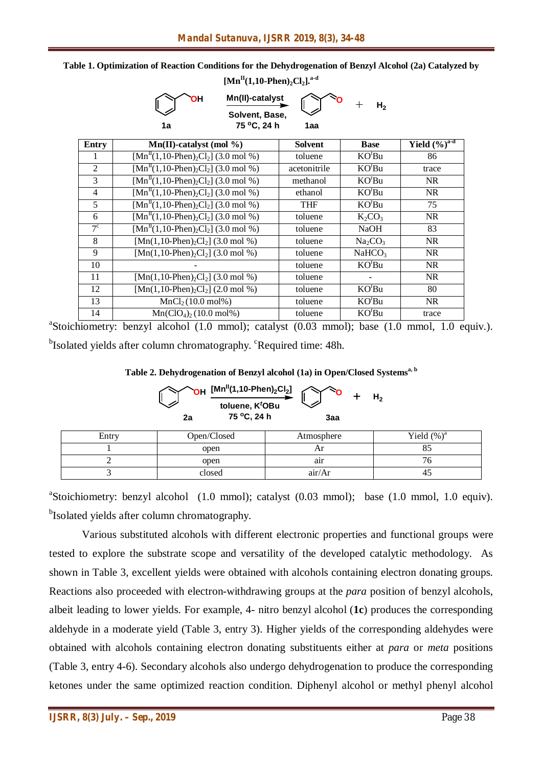**Table 1. Optimization of Reaction Conditions for the Dehydrogenation of Benzyl Alcohol (2a) Catalyzed by $[Mn^{II}(1,10\text{-Phen})_2Cl_2]$.[a-d]**

| Entry | Mn(II)-catalyst (mol %) | Solvent | Base | Yield (%)[a-d] |
|---|---|---|---|---|
| 1 | $[Mn^{II}(1,10\text{-Phen})_2Cl_2]$ (3.0 mol %) | toluene | $KO^tBu$ | 86 |
| 2 | $[Mn^{II}(1,10\text{-Phen})_2Cl_2]$ (3.0 mol %) | acetonitrile | $KO^tBu$ | trace |
| 3 | $[Mn^{II}(1,10\text{-Phen})_2Cl_2]$ (3.0 mol %) | methanol | $KO^tBu$ | NR |
| 4 | $[Mn^{II}(1,10\text{-Phen})_2Cl_2]$ (3.0 mol %) | ethanol | $KO^tBu$ | NR |
| 5 | $[Mn^{II}(1,10\text{-Phen})_2Cl_2]$ (3.0 mol %) | THF | $KO^tBu$ | 75 |
| 6 | $[Mn^{II}(1,10\text{-Phen})_2Cl_2]$ (3.0 mol %) | toluene | $K_2CO_3$ | NR |
| 7[c] | $[Mn^{II}(1,10\text{-Phen})_2Cl_2]$ (3.0 mol %) | toluene | NaOH | 83 |
| 8 | $[Mn(1,10\text{-Phen})_2Cl_2]$ (3.0 mol %) | toluene | $Na_2CO_3$ | NR |
| 9 | $[Mn(1,10\text{-Phen})_2Cl_2]$ (3.0 mol %) | toluene | $NaHCO_3$ | NR |
| 10 | - | toluene | $KO^tBu$ | NR |
| 11 | $[Mn(1,10\text{-Phen})_2Cl_2]$ (3.0 mol %) | toluene | - | NR |
| 12 | $[Mn(1,10\text{-Phen})_2Cl_2]$ (2.0 mol %) | toluene | $KO^tBu$ | 80 |
| 13 | $MnCl_2$ (10.0 mol%) | toluene | $KO^tBu$ | NR |
| 14 | $Mn(ClO_4)_2$ (10.0 mol%) | toluene | $KO^tBu$ | trace |

[a]Stoichiometry: benzyl alcohol (1.0 mmol); catalyst (0.03 mmol); base (1.0 mmol, 1.0 equiv.). [b]Isolated yields after column chromatography. [c]Required time: 48h.

**Table 2. Dehydrogenation of Benzyl alcohol (1a) in Open/Closed Systems[a, b]**

| Entry | Open/Closed | Atmosphere | Yield (%)[a] |
|---|---|---|---|
| 1 | open | Ar | 85 |
| 2 | open | air | 76 |
| 3 | closed | air/Ar | 45 |

[a]Stoichiometry: benzyl alcohol (1.0 mmol); catalyst (0.03 mmol); base (1.0 mmol, 1.0 equiv). [b]Isolated yields after column chromatography.

Various substituted alcohols with different electronic properties and functional groups were tested to explore the substrate scope and versatility of the developed catalytic methodology. As shown in Table 3, excellent yields were obtained with alcohols containing electron donating groups. Reactions also proceeded with electron-withdrawing groups at the *para* position of benzyl alcohols, albeit leading to lower yields. For example, 4- nitro benzyl alcohol (**1c**) produces the corresponding aldehyde in a moderate yield (Table 3, entry 3). Higher yields of the corresponding aldehydes were obtained with alcohols containing electron donating substituents either at *para* or *meta* positions (Table 3, entry 4-6). Secondary alcohols also undergo dehydrogenation to produce the corresponding ketones under the same optimized reaction condition. Diphenyl alcohol or methyl phenyl alcohol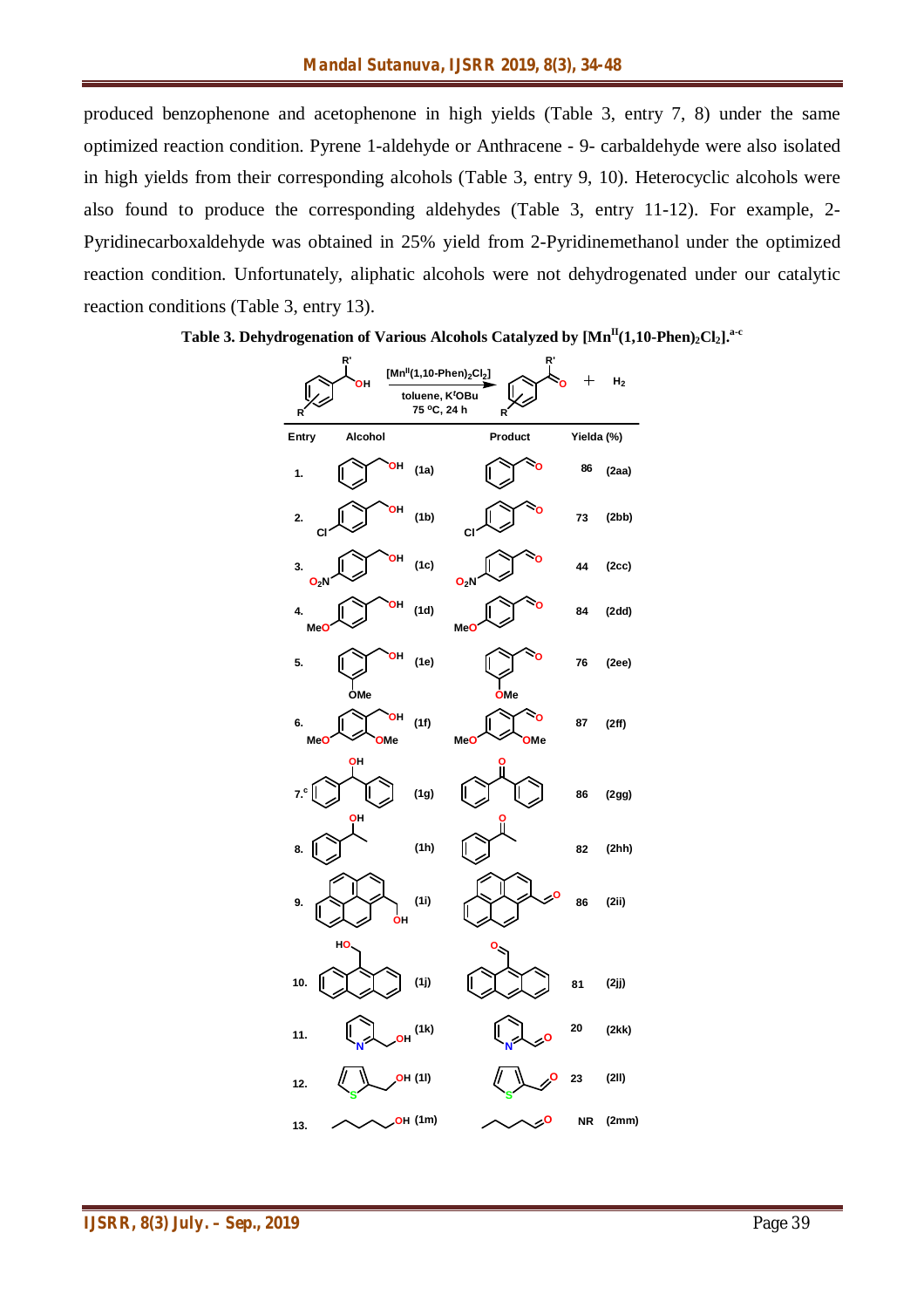produced benzophenone and acetophenone in high yields (Table 3, entry 7, 8) under the same optimized reaction condition. Pyrene 1-aldehyde or Anthracene - 9- carbaldehyde were also isolated in high yields from their corresponding alcohols (Table 3, entry 9, 10). Heterocyclic alcohols were also found to produce the corresponding aldehydes (Table 3, entry 11-12). For example, 2-Pyridinecarboxaldehyde was obtained in 25% yield from 2-Pyridinemethanol under the optimized reaction condition. Unfortunately, aliphatic alcohols were not dehydrogenated under our catalytic reaction conditions (Table 3, entry 13).

**Table 3. Dehydrogenation of Various Alcohols Catalyzed by $[Mn^{II}(1,10\text{-Phen})_2Cl_2]$.[a-c]**

Reaction conditions: $[Mn^{II}(1,10\text{-Phen})_2Cl_2]$, toluene, $K^tOBu$, 75 °C, 24 h; products: aldehyde/ketone + $H_2$

| Entry | Alcohol | Product | Yield[a] (%) |
|---|---|---|---|
| 1. | Benzyl alcohol (1a) | Benzaldehyde | 86 (2aa) |
| 2. | 4-Chlorobenzyl alcohol (1b) | 4-Chlorobenzaldehyde | 73 (2bb) |
| 3. | 4-Nitrobenzyl alcohol (1c) | 4-Nitrobenzaldehyde | 44 (2cc) |
| 4. | 4-Methoxybenzyl alcohol (1d) | 4-Methoxybenzaldehyde | 84 (2dd) |
| 5. | 3-Methoxybenzyl alcohol (1e) | 3-Methoxybenzaldehyde | 76 (2ee) |
| 6. | Dimethoxybenzyl alcohol (1f) | Dimethoxybenzaldehyde | 87 (2ff) |
| 7.[c] | Diphenylmethanol (1g) | Benzophenone | 86 (2gg) |
| 8. | 1-Phenylethanol (1h) | Acetophenone | 82 (2hh) |
| 9. | 1-Pyrenemethanol (1i) | Pyrene-1-aldehyde | 86 (2ii) |
| 10. | 9-Anthracenemethanol (1j) | Anthracene-9-carbaldehyde | 81 (2jj) |
| 11. | 2-Pyridinemethanol (1k) | 2-Pyridinecarboxaldehyde | 20 (2kk) |
| 12. | 2-Thiophenemethanol (1l) | 2-Thiophenecarboxaldehyde | 23 (2ll) |
| 13. | 1-Hexanol (1m) | Hexanal | NR (2mm) |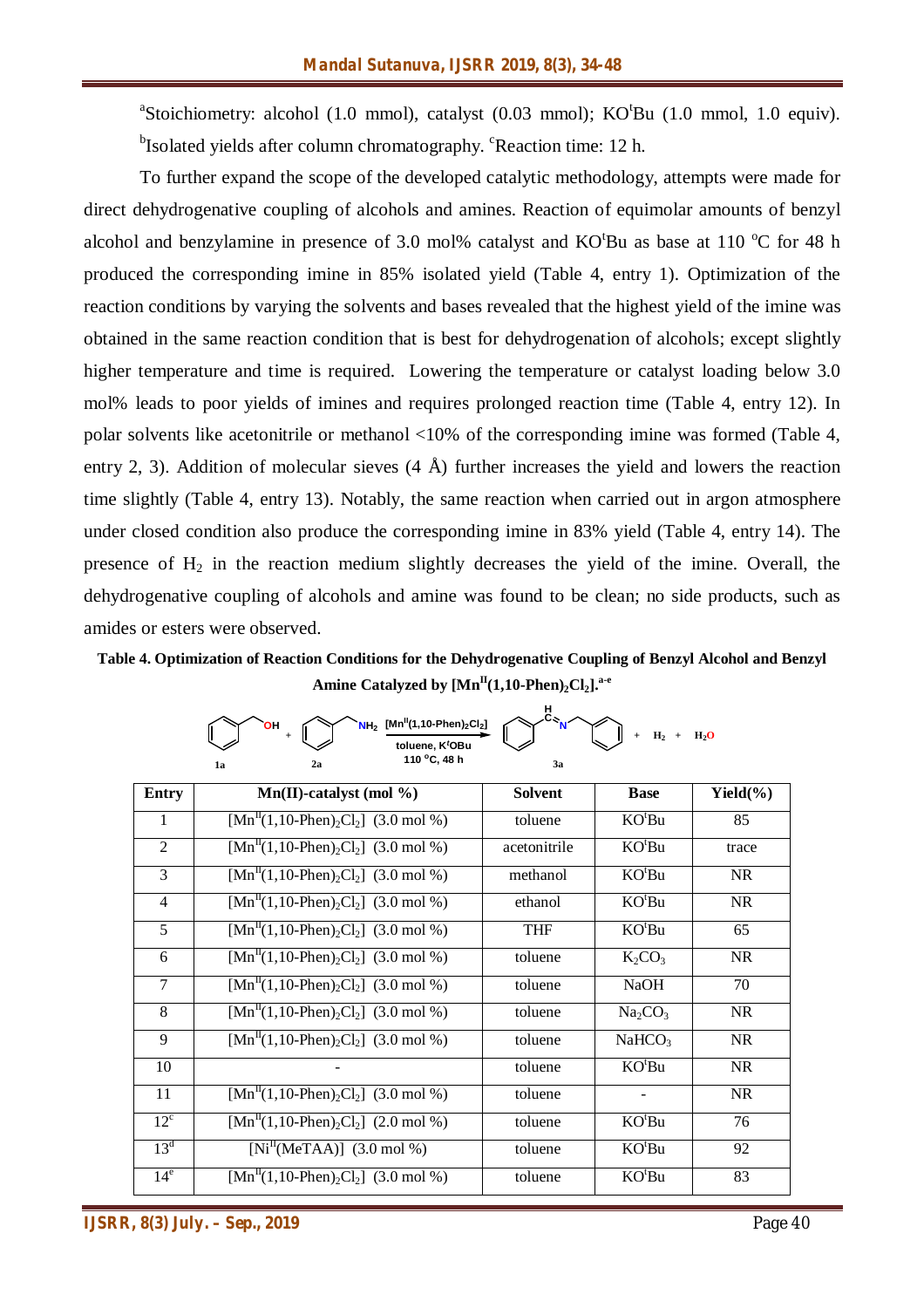[a]Stoichiometry: alcohol (1.0 mmol), catalyst (0.03 mmol); KO$^t$Bu (1.0 mmol, 1.0 equiv). [b]Isolated yields after column chromatography. [c]Reaction time: 12 h.

To further expand the scope of the developed catalytic methodology, attempts were made for direct dehydrogenative coupling of alcohols and amines. Reaction of equimolar amounts of benzyl alcohol and benzylamine in presence of 3.0 mol% catalyst and KO$^t$Bu as base at 110 °C for 48 h produced the corresponding imine in 85% isolated yield (Table 4, entry 1). Optimization of the reaction conditions by varying the solvents and bases revealed that the highest yield of the imine was obtained in the same reaction condition that is best for dehydrogenation of alcohols; except slightly higher temperature and time is required. Lowering the temperature or catalyst loading below 3.0 mol% leads to poor yields of imines and requires prolonged reaction time (Table 4, entry 12). In polar solvents like acetonitrile or methanol <10% of the corresponding imine was formed (Table 4, entry 2, 3). Addition of molecular sieves (4 Å) further increases the yield and lowers the reaction time slightly (Table 4, entry 13). Notably, the same reaction when carried out in argon atmosphere under closed condition also produce the corresponding imine in 83% yield (Table 4, entry 14). The presence of $H_2$ in the reaction medium slightly decreases the yield of the imine. Overall, the dehydrogenative coupling of alcohols and amine was found to be clean; no side products, such as amides or esters were observed.

**Table 4. Optimization of Reaction Conditions for the Dehydrogenative Coupling of Benzyl Alcohol and Benzyl Amine Catalyzed by [Mn$^{II}$(1,10-Phen)$_2$Cl$_2$].[a-e]**

1a + 2a → 3a + $H_2$ + $H_2O$ ([Mn$^{II}$(1,10-Phen)$_2$Cl$_2$], toluene, KO$^t$Bu, 110 °C, 48 h)

| Entry | Mn(II)-catalyst (mol %) | Solvent | Base | Yield(%) |
|---|---|---|---|---|
| 1 | [Mn$^{II}$(1,10-Phen)$_2$Cl$_2$] (3.0 mol %) | toluene | KO$^t$Bu | 85 |
| 2 | [Mn$^{II}$(1,10-Phen)$_2$Cl$_2$] (3.0 mol %) | acetonitrile | KO$^t$Bu | trace |
| 3 | [Mn$^{II}$(1,10-Phen)$_2$Cl$_2$] (3.0 mol %) | methanol | KO$^t$Bu | NR |
| 4 | [Mn$^{II}$(1,10-Phen)$_2$Cl$_2$] (3.0 mol %) | ethanol | KO$^t$Bu | NR |
| 5 | [Mn$^{II}$(1,10-Phen)$_2$Cl$_2$] (3.0 mol %) | THF | KO$^t$Bu | 65 |
| 6 | [Mn$^{II}$(1,10-Phen)$_2$Cl$_2$] (3.0 mol %) | toluene | $K_2CO_3$ | NR |
| 7 | [Mn$^{II}$(1,10-Phen)$_2$Cl$_2$] (3.0 mol %) | toluene | NaOH | 70 |
| 8 | [Mn$^{II}$(1,10-Phen)$_2$Cl$_2$] (3.0 mol %) | toluene | $Na_2CO_3$ | NR |
| 9 | [Mn$^{II}$(1,10-Phen)$_2$Cl$_2$] (3.0 mol %) | toluene | $NaHCO_3$ | NR |
| 10 | - | toluene | KO$^t$Bu | NR |
| 11 | [Mn$^{II}$(1,10-Phen)$_2$Cl$_2$] (3.0 mol %) | toluene | - | NR |
| 12[c] | [Mn$^{II}$(1,10-Phen)$_2$Cl$_2$] (2.0 mol %) | toluene | KO$^t$Bu | 76 |
| 13[d] | [Ni$^{II}$(MeTAA)] (3.0 mol %) | toluene | KO$^t$Bu | 92 |
| 14[e] | [Mn$^{II}$(1,10-Phen)$_2$Cl$_2$] (3.0 mol %) | toluene | KO$^t$Bu | 83 |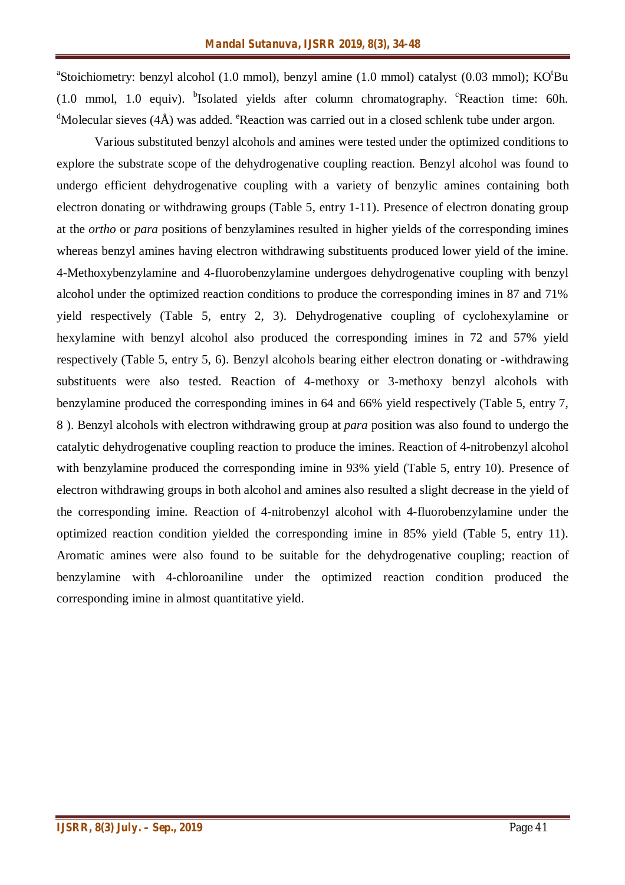[a]Stoichiometry: benzyl alcohol (1.0 mmol), benzyl amine (1.0 mmol) catalyst (0.03 mmol); KO$^t$Bu (1.0 mmol, 1.0 equiv). [b]Isolated yields after column chromatography. [c]Reaction time: 60h. [d]Molecular sieves (4Å) was added. [e]Reaction was carried out in a closed schlenk tube under argon.

Various substituted benzyl alcohols and amines were tested under the optimized conditions to explore the substrate scope of the dehydrogenative coupling reaction. Benzyl alcohol was found to undergo efficient dehydrogenative coupling with a variety of benzylic amines containing both electron donating or withdrawing groups (Table 5, entry 1-11). Presence of electron donating group at the *ortho* or *para* positions of benzylamines resulted in higher yields of the corresponding imines whereas benzyl amines having electron withdrawing substituents produced lower yield of the imine. 4-Methoxybenzylamine and 4-fluorobenzylamine undergoes dehydrogenative coupling with benzyl alcohol under the optimized reaction conditions to produce the corresponding imines in 87 and 71% yield respectively (Table 5, entry 2, 3). Dehydrogenative coupling of cyclohexylamine or hexylamine with benzyl alcohol also produced the corresponding imines in 72 and 57% yield respectively (Table 5, entry 5, 6). Benzyl alcohols bearing either electron donating or -withdrawing substituents were also tested. Reaction of 4-methoxy or 3-methoxy benzyl alcohols with benzylamine produced the corresponding imines in 64 and 66% yield respectively (Table 5, entry 7, 8 ). Benzyl alcohols with electron withdrawing group at *para* position was also found to undergo the catalytic dehydrogenative coupling reaction to produce the imines. Reaction of 4-nitrobenzyl alcohol with benzylamine produced the corresponding imine in 93% yield (Table 5, entry 10). Presence of electron withdrawing groups in both alcohol and amines also resulted a slight decrease in the yield of the corresponding imine. Reaction of 4-nitrobenzyl alcohol with 4-fluorobenzylamine under the optimized reaction condition yielded the corresponding imine in 85% yield (Table 5, entry 11). Aromatic amines were also found to be suitable for the dehydrogenative coupling; reaction of benzylamine with 4-chloroaniline under the optimized reaction condition produced the corresponding imine in almost quantitative yield.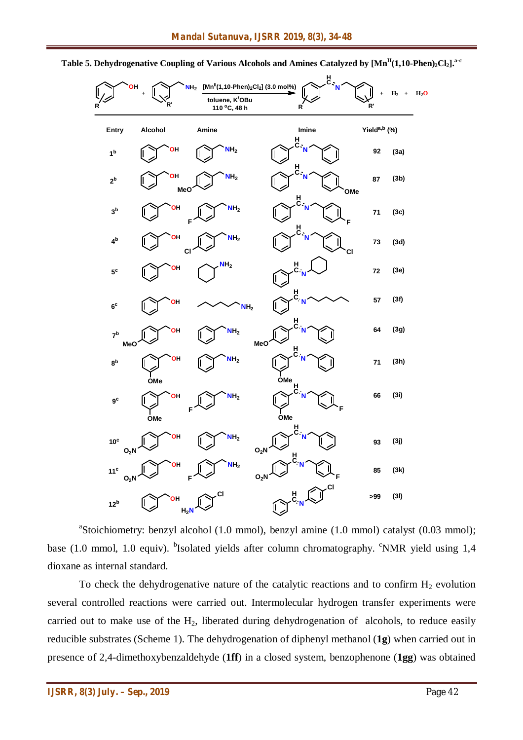**Table 5. Dehydrogenative Coupling of Various Alcohols and Amines Catalyzed by $[Mn^{II}(1,10\text{-Phen})_2Cl_2]$.[a-c]**

Reaction: R-benzyl alcohol + R'-benzylamine → imine + $H_2$ + $H_2O$; conditions: $[Mn^{II}(1,10\text{-Phen})_2Cl_2]$ (3.0 mol%), toluene, $K^tOBu$, 110 °C, 48 h

| Entry | Alcohol | Amine | Imine | Yield[a,b] (%) | |
|---|---|---|---|---|---|
| 1[b] | benzyl alcohol | benzylamine | PhCH=NCH$_2$Ph | 92 | (3a) |
| 2[b] | benzyl alcohol | 4-MeO-benzylamine | PhCH=NCH$_2$C$_6$H$_4$-4-OMe | 87 | (3b) |
| 3[b] | benzyl alcohol | 4-F-benzylamine | PhCH=NCH$_2$C$_6$H$_4$-4-F | 71 | (3c) |
| 4[b] | benzyl alcohol | 4-Cl-benzylamine | PhCH=NCH$_2$C$_6$H$_4$-4-Cl | 73 | (3d) |
| 5[c] | benzyl alcohol | cyclohexylamine | PhCH=N-cyclohexyl | 72 | (3e) |
| 6[c] | benzyl alcohol | hexylamine | PhCH=N-hexyl | 57 | (3f) |
| 7[b] | 4-MeO-benzyl alcohol | benzylamine | 4-MeOC$_6$H$_4$CH=NCH$_2$Ph | 64 | (3g) |
| 8[b] | 2-MeO-benzyl alcohol | benzylamine | 2-MeOC$_6$H$_4$CH=NCH$_2$Ph | 71 | (3h) |
| 9[c] | 2-MeO-benzyl alcohol | 4-F-benzylamine | 2-MeOC$_6$H$_4$CH=NCH$_2$C$_6$H$_4$-4-F | 66 | (3i) |
| 10[c] | 4-$O_2N$-benzyl alcohol | benzylamine | 4-$O_2N$C$_6$H$_4$CH=NCH$_2$Ph | 93 | (3j) |
| 11[c] | 4-$O_2N$-benzyl alcohol | 4-F-benzylamine | 4-$O_2N$C$_6$H$_4$CH=NCH$_2$C$_6$H$_4$-4-F | 85 | (3k) |
| 12[b] | benzyl alcohol | 4-chloroaniline | PhCH=NC$_6$H$_4$-4-Cl | >99 | (3l) |

[a]Stoichiometry: benzyl alcohol (1.0 mmol), benzyl amine (1.0 mmol) catalyst (0.03 mmol); base (1.0 mmol, 1.0 equiv). [b]Isolated yields after column chromatography. [c]NMR yield using 1,4 dioxane as internal standard.

To check the dehydrogenative nature of the catalytic reactions and to confirm $H_2$ evolution several controlled reactions were carried out. Intermolecular hydrogen transfer experiments were carried out to make use of the $H_2$, liberated during dehydrogenation of alcohols, to reduce easily reducible substrates (Scheme 1). The dehydrogenation of diphenyl methanol (**1g**) when carried out in presence of 2,4-dimethoxybenzaldehyde (**1ff**) in a closed system, benzophenone (**1gg**) was obtained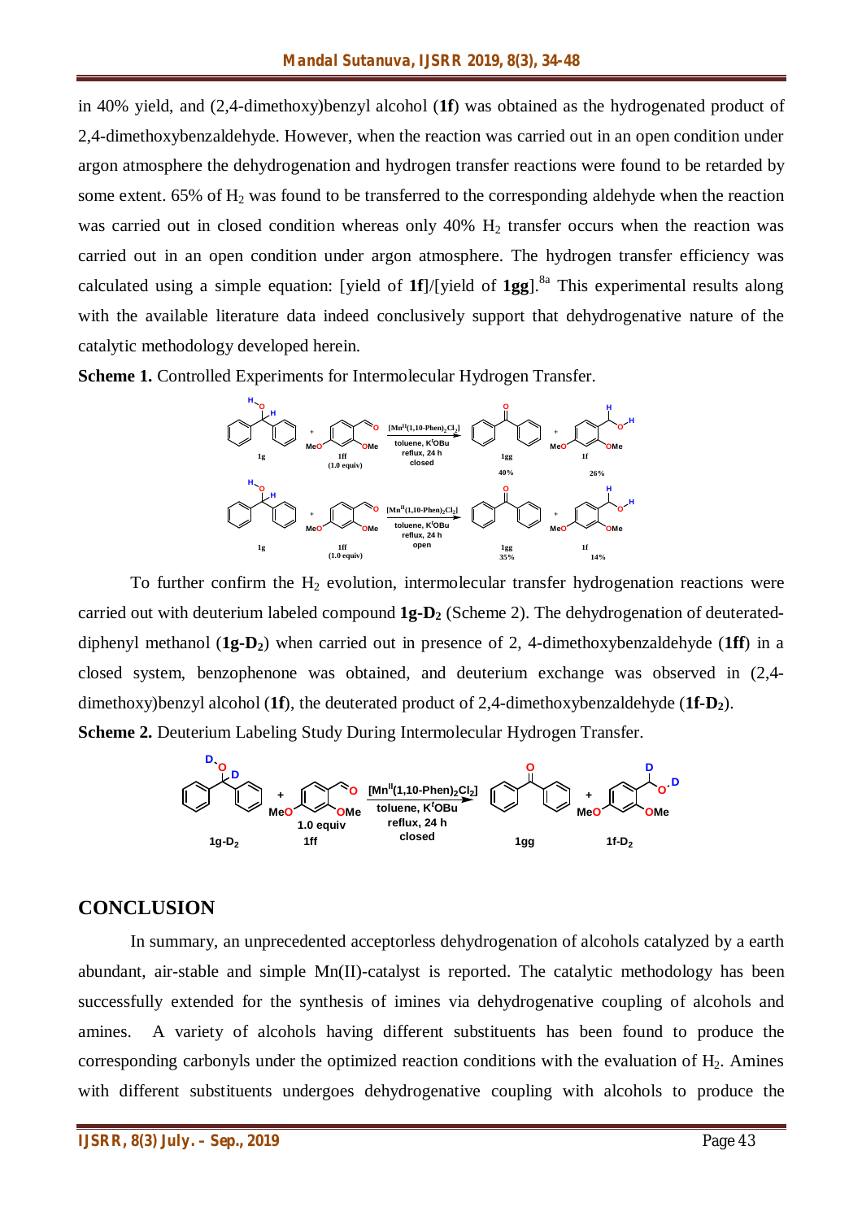in 40% yield, and (2,4-dimethoxy)benzyl alcohol (**1f**) was obtained as the hydrogenated product of 2,4-dimethoxybenzaldehyde. However, when the reaction was carried out in an open condition under argon atmosphere the dehydrogenation and hydrogen transfer reactions were found to be retarded by some extent. 65% of $H_2$ was found to be transferred to the corresponding aldehyde when the reaction was carried out in closed condition whereas only 40% $H_2$ transfer occurs when the reaction was carried out in an open condition under argon atmosphere. The hydrogen transfer efficiency was calculated using a simple equation: [yield of **1f**]/[yield of **1gg**].[8a] This experimental results along with the available literature data indeed conclusively support that dehydrogenative nature of the catalytic methodology developed herein.

**Scheme 1.** Controlled Experiments for Intermolecular Hydrogen Transfer.

To further confirm the $H_2$ evolution, intermolecular transfer hydrogenation reactions were carried out with deuterium labeled compound **1g-D$_2$** (Scheme 2). The dehydrogenation of deuterated-diphenyl methanol (**1g-D$_2$**) when carried out in presence of 2, 4-dimethoxybenzaldehyde (**1ff**) in a closed system, benzophenone was obtained, and deuterium exchange was observed in (2,4-dimethoxy)benzyl alcohol (**1f**), the deuterated product of 2,4-dimethoxybenzaldehyde (**1f-D$_2$**).

**Scheme 2.** Deuterium Labeling Study During Intermolecular Hydrogen Transfer.

## CONCLUSION

In summary, an unprecedented acceptorless dehydrogenation of alcohols catalyzed by a earth abundant, air-stable and simple Mn(II)-catalyst is reported. The catalytic methodology has been successfully extended for the synthesis of imines via dehydrogenative coupling of alcohols and amines. A variety of alcohols having different substituents has been found to produce the corresponding carbonyls under the optimized reaction conditions with the evaluation of $H_2$. Amines with different substituents undergoes dehydrogenative coupling with alcohols to produce the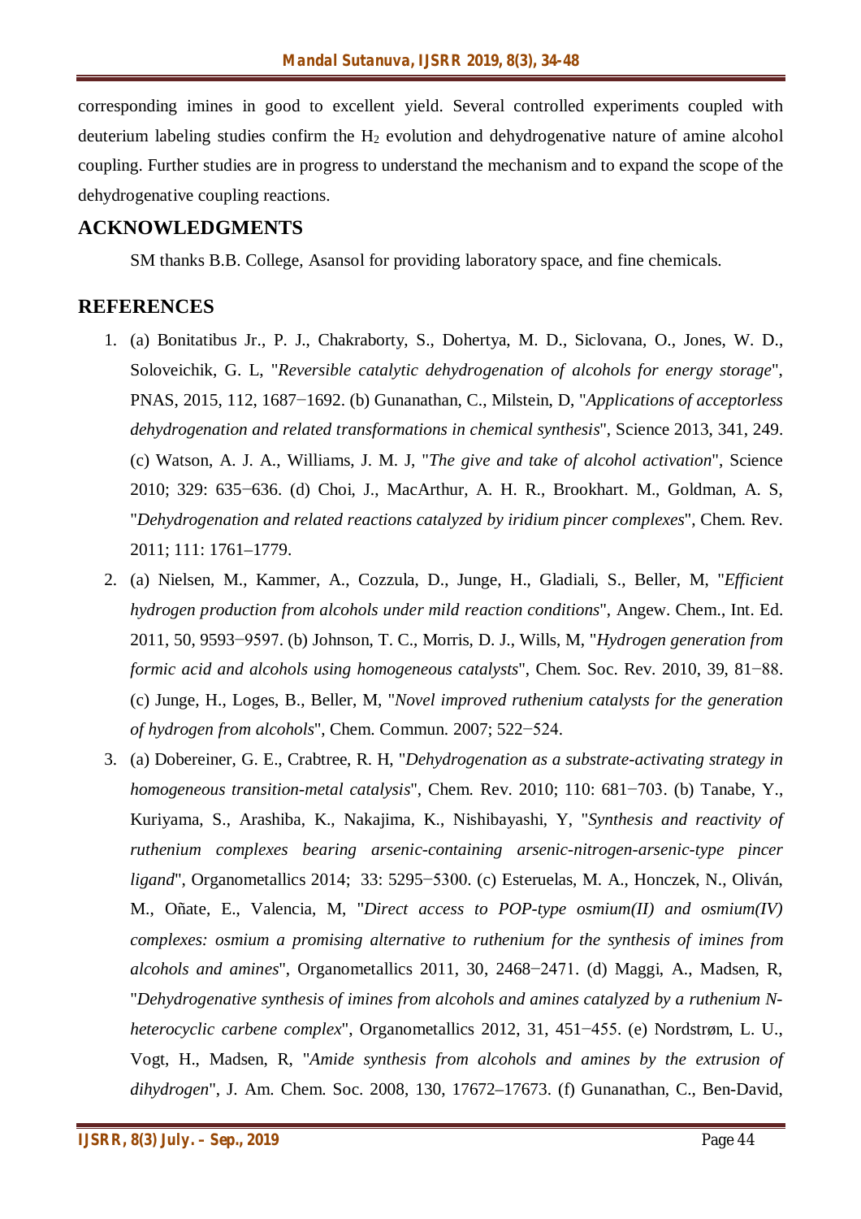corresponding imines in good to excellent yield. Several controlled experiments coupled with deuterium labeling studies confirm the $H_2$ evolution and dehydrogenative nature of amine alcohol coupling. Further studies are in progress to understand the mechanism and to expand the scope of the dehydrogenative coupling reactions.

## ACKNOWLEDGMENTS

SM thanks B.B. College, Asansol for providing laboratory space, and fine chemicals.

## REFERENCES

1. (a) Bonitatibus Jr., P. J., Chakraborty, S., Dohertya, M. D., Siclovana, O., Jones, W. D., Soloveichik, G. L, "*Reversible catalytic dehydrogenation of alcohols for energy storage*", PNAS, 2015, 112, 1687−1692. (b) Gunanathan, C., Milstein, D, "*Applications of acceptorless dehydrogenation and related transformations in chemical synthesis*", Science 2013, 341, 249. (c) Watson, A. J. A., Williams, J. M. J, "*The give and take of alcohol activation*", Science 2010; 329: 635−636. (d) Choi, J., MacArthur, A. H. R., Brookhart. M., Goldman, A. S, "*Dehydrogenation and related reactions catalyzed by iridium pincer complexes*", Chem. Rev. 2011; 111: 1761–1779.
2. (a) Nielsen, M., Kammer, A., Cozzula, D., Junge, H., Gladiali, S., Beller, M, "*Efficient hydrogen production from alcohols under mild reaction conditions*", Angew. Chem., Int. Ed. 2011, 50, 9593−9597. (b) Johnson, T. C., Morris, D. J., Wills, M, "*Hydrogen generation from formic acid and alcohols using homogeneous catalysts*", Chem. Soc. Rev. 2010, 39, 81−88. (c) Junge, H., Loges, B., Beller, M, "*Novel improved ruthenium catalysts for the generation of hydrogen from alcohols*", Chem. Commun. 2007; 522−524.
3. (a) Dobereiner, G. E., Crabtree, R. H, "*Dehydrogenation as a substrate-activating strategy in homogeneous transition-metal catalysis*", Chem. Rev. 2010; 110: 681−703. (b) Tanabe, Y., Kuriyama, S., Arashiba, K., Nakajima, K., Nishibayashi, Y, "*Synthesis and reactivity of ruthenium complexes bearing arsenic-containing arsenic-nitrogen-arsenic-type pincer ligand*", Organometallics 2014; 33: 5295−5300. (c) Esteruelas, M. A., Honczek, N., Oliván, M., Oñate, E., Valencia, M, "*Direct access to POP-type osmium(II) and osmium(IV) complexes: osmium a promising alternative to ruthenium for the synthesis of imines from alcohols and amines*", Organometallics 2011, 30, 2468−2471. (d) Maggi, A., Madsen, R, "*Dehydrogenative synthesis of imines from alcohols and amines catalyzed by a ruthenium N-heterocyclic carbene complex*", Organometallics 2012, 31, 451−455. (e) Nordstrøm, L. U., Vogt, H., Madsen, R, "*Amide synthesis from alcohols and amines by the extrusion of dihydrogen*", J. Am. Chem. Soc. 2008, 130, 17672–17673. (f) Gunanathan, C., Ben-David,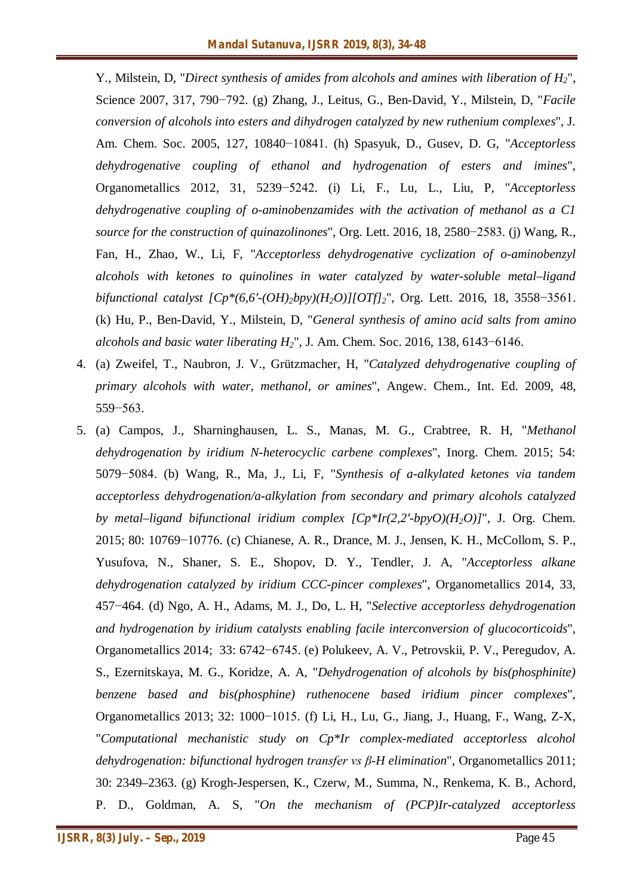Y., Milstein, D, "*Direct synthesis of amides from alcohols and amines with liberation of $H_2$*", Science 2007, 317, 790−792. (g) Zhang, J., Leitus, G., Ben-David, Y., Milstein, D, "*Facile conversion of alcohols into esters and dihydrogen catalyzed by new ruthenium complexes*", J. Am. Chem. Soc. 2005, 127, 10840−10841. (h) Spasyuk, D., Gusev, D. G, "*Acceptorless dehydrogenative coupling of ethanol and hydrogenation of esters and imines*", Organometallics 2012, 31, 5239−5242. (i) Li, F., Lu, L., Liu, P, "*Acceptorless dehydrogenative coupling of o-aminobenzamides with the activation of methanol as a C1 source for the construction of quinazolinones*", Org. Lett. 2016, 18, 2580−2583. (j) Wang, R., Fan, H., Zhao, W., Li, F, "*Acceptorless dehydrogenative cyclization of o-aminobenzyl alcohols with ketones to quinolines in water catalyzed by water-soluble metal–ligand bifunctional catalyst [Cp*(6,6′-$(OH)_2$bpy)($H_2O$)][OTf]$_2$*", Org. Lett. 2016, 18, 3558−3561. (k) Hu, P., Ben-David, Y., Milstein, D, "*General synthesis of amino acid salts from amino alcohols and basic water liberating $H_2$*", J. Am. Chem. Soc. 2016, 138, 6143−6146.

4. (a) Zweifel, T., Naubron, J. V., Grützmacher, H, "*Catalyzed dehydrogenative coupling of primary alcohols with water, methanol, or amines*", Angew. Chem., Int. Ed. 2009, 48, 559−563.
5. (a) Campos, J., Sharninghausen, L. S., Manas, M. G., Crabtree, R. H, "*Methanol dehydrogenation by iridium N-heterocyclic carbene complexes*", Inorg. Chem. 2015; 54: 5079−5084. (b) Wang, R., Ma, J., Li, F, "*Synthesis of a-alkylated ketones via tandem acceptorless dehydrogenation/a-alkylation from secondary and primary alcohols catalyzed by metal–ligand bifunctional iridium complex [Cp*Ir(2,2′-bpyO)($H_2O$)]*", J. Org. Chem. 2015; 80: 10769−10776. (c) Chianese, A. R., Drance, M. J., Jensen, K. H., McCollom, S. P., Yusufova, N., Shaner, S. E., Shopov, D. Y., Tendler, J. A, "*Acceptorless alkane dehydrogenation catalyzed by iridium CCC-pincer complexes*", Organometallics 2014, 33, 457−464. (d) Ngo, A. H., Adams, M. J., Do, L. H, "*Selective acceptorless dehydrogenation and hydrogenation by iridium catalysts enabling facile interconversion of glucocorticoids*", Organometallics 2014; 33: 6742−6745. (e) Polukeev, A. V., Petrovskii, P. V., Peregudov, A. S., Ezernitskaya, M. G., Koridze, A. A, "*Dehydrogenation of alcohols by bis(phosphinite) benzene based and bis(phosphine) ruthenocene based iridium pincer complexes*", Organometallics 2013; 32: 1000−1015. (f) Li, H., Lu, G., Jiang, J., Huang, F., Wang, Z-X, "*Computational mechanistic study on Cp*Ir complex-mediated acceptorless alcohol dehydrogenation: bifunctional hydrogen transfer vs β-H elimination*", Organometallics 2011; 30: 2349–2363. (g) Krogh-Jespersen, K., Czerw, M., Summa, N., Renkema, K. B., Achord, P. D., Goldman, A. S, "*On the mechanism of (PCP)Ir-catalyzed acceptorless*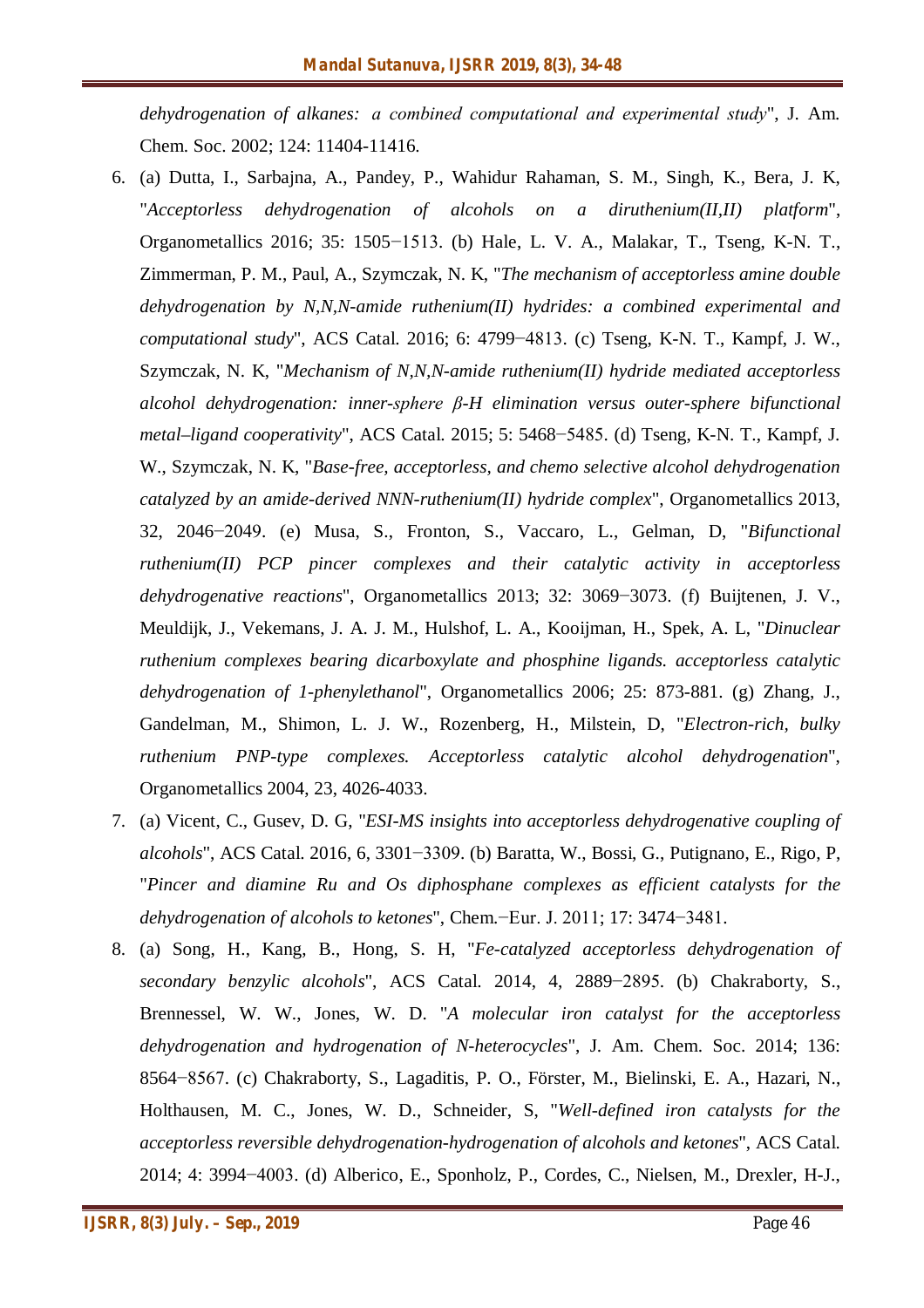*dehydrogenation of alkanes: a combined computational and experimental study*", J. Am. Chem. Soc. 2002; 124: 11404-11416.

6. (a) Dutta, I., Sarbajna, A., Pandey, P., Wahidur Rahaman, S. M., Singh, K., Bera, J. K, "*Acceptorless dehydrogenation of alcohols on a diruthenium(II,II) platform*", Organometallics 2016; 35: 1505−1513. (b) Hale, L. V. A., Malakar, T., Tseng, K-N. T., Zimmerman, P. M., Paul, A., Szymczak, N. K, "*The mechanism of acceptorless amine double dehydrogenation by N,N,N-amide ruthenium(II) hydrides: a combined experimental and computational study*", ACS Catal. 2016; 6: 4799−4813. (c) Tseng, K-N. T., Kampf, J. W., Szymczak, N. K, "*Mechanism of N,N,N-amide ruthenium(II) hydride mediated acceptorless alcohol dehydrogenation: inner-sphere β-H elimination versus outer-sphere bifunctional metal–ligand cooperativity*", ACS Catal. 2015; 5: 5468−5485. (d) Tseng, K-N. T., Kampf, J. W., Szymczak, N. K, "*Base-free, acceptorless, and chemo selective alcohol dehydrogenation catalyzed by an amide-derived NNN-ruthenium(II) hydride complex*", Organometallics 2013, 32, 2046−2049. (e) Musa, S., Fronton, S., Vaccaro, L., Gelman, D, "*Bifunctional ruthenium(II) PCP pincer complexes and their catalytic activity in acceptorless dehydrogenative reactions*", Organometallics 2013; 32: 3069−3073. (f) Buijtenen, J. V., Meuldijk, J., Vekemans, J. A. J. M., Hulshof, L. A., Kooijman, H., Spek, A. L, "*Dinuclear ruthenium complexes bearing dicarboxylate and phosphine ligands. acceptorless catalytic dehydrogenation of 1-phenylethanol*", Organometallics 2006; 25: 873-881. (g) Zhang, J., Gandelman, M., Shimon, L. J. W., Rozenberg, H., Milstein, D, "*Electron-rich, bulky ruthenium PNP-type complexes. Acceptorless catalytic alcohol dehydrogenation*", Organometallics 2004, 23, 4026-4033.

7. (a) Vicent, C., Gusev, D. G, "*ESI-MS insights into acceptorless dehydrogenative coupling of alcohols*", ACS Catal. 2016, 6, 3301−3309. (b) Baratta, W., Bossi, G., Putignano, E., Rigo, P, "*Pincer and diamine Ru and Os diphosphane complexes as efficient catalysts for the dehydrogenation of alcohols to ketones*", Chem.−Eur. J. 2011; 17: 3474−3481.

8. (a) Song, H., Kang, B., Hong, S. H, "*Fe-catalyzed acceptorless dehydrogenation of secondary benzylic alcohols*", ACS Catal. 2014, 4, 2889−2895. (b) Chakraborty, S., Brennessel, W. W., Jones, W. D. "*A molecular iron catalyst for the acceptorless dehydrogenation and hydrogenation of N-heterocycles*", J. Am. Chem. Soc. 2014; 136: 8564−8567. (c) Chakraborty, S., Lagaditis, P. O., Förster, M., Bielinski, E. A., Hazari, N., Holthausen, M. C., Jones, W. D., Schneider, S, "*Well-defined iron catalysts for the acceptorless reversible dehydrogenation-hydrogenation of alcohols and ketones*", ACS Catal. 2014; 4: 3994−4003. (d) Alberico, E., Sponholz, P., Cordes, C., Nielsen, M., Drexler, H-J.,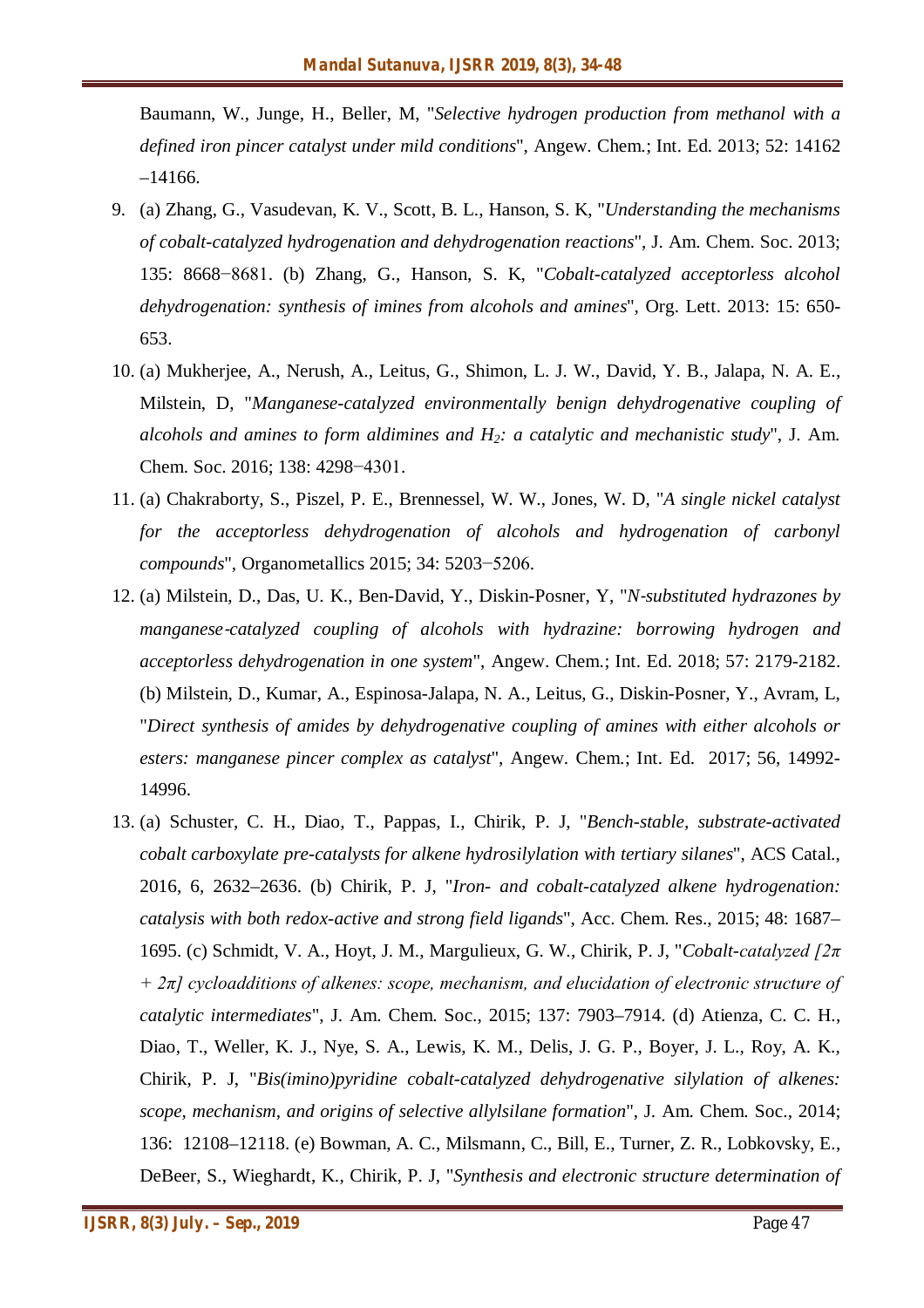Baumann, W., Junge, H., Beller, M, "*Selective hydrogen production from methanol with a defined iron pincer catalyst under mild conditions*", Angew. Chem.; Int. Ed. 2013; 52: 14162 –14166.

9. (a) Zhang, G., Vasudevan, K. V., Scott, B. L., Hanson, S. K, "*Understanding the mechanisms of cobalt-catalyzed hydrogenation and dehydrogenation reactions*", J. Am. Chem. Soc. 2013; 135: 8668−8681. (b) Zhang, G., Hanson, S. K, "*Cobalt-catalyzed acceptorless alcohol dehydrogenation: synthesis of imines from alcohols and amines*", Org. Lett. 2013: 15: 650-653.
10. (a) Mukherjee, A., Nerush, A., Leitus, G., Shimon, L. J. W., David, Y. B., Jalapa, N. A. E., Milstein, D, "*Manganese-catalyzed environmentally benign dehydrogenative coupling of alcohols and amines to form aldimines and $H_2$: a catalytic and mechanistic study*", J. Am. Chem. Soc. 2016; 138: 4298−4301.
11. (a) Chakraborty, S., Piszel, P. E., Brennessel, W. W., Jones, W. D, "*A single nickel catalyst for the acceptorless dehydrogenation of alcohols and hydrogenation of carbonyl compounds*", Organometallics 2015; 34: 5203−5206.
12. (a) Milstein, D., Das, U. K., Ben-David, Y., Diskin-Posner, Y, "*N-substituted hydrazones by manganese-catalyzed coupling of alcohols with hydrazine: borrowing hydrogen and acceptorless dehydrogenation in one system*", Angew. Chem.; Int. Ed. 2018; 57: 2179-2182. (b) Milstein, D., Kumar, A., Espinosa-Jalapa, N. A., Leitus, G., Diskin-Posner, Y., Avram, L, "*Direct synthesis of amides by dehydrogenative coupling of amines with either alcohols or esters: manganese pincer complex as catalyst*", Angew. Chem.; Int. Ed. 2017; 56, 14992-14996.
13. (a) Schuster, C. H., Diao, T., Pappas, I., Chirik, P. J, "*Bench-stable, substrate-activated cobalt carboxylate pre-catalysts for alkene hydrosilylation with tertiary silanes*", ACS Catal., 2016, 6, 2632–2636. (b) Chirik, P. J, "*Iron- and cobalt-catalyzed alkene hydrogenation: catalysis with both redox-active and strong field ligands*", Acc. Chem. Res., 2015; 48: 1687–1695. (c) Schmidt, V. A., Hoyt, J. M., Margulieux, G. W., Chirik, P. J, "*Cobalt-catalyzed [2π + 2π] cycloadditions of alkenes: scope, mechanism, and elucidation of electronic structure of catalytic intermediates*", J. Am. Chem. Soc., 2015; 137: 7903–7914. (d) Atienza, C. C. H., Diao, T., Weller, K. J., Nye, S. A., Lewis, K. M., Delis, J. G. P., Boyer, J. L., Roy, A. K., Chirik, P. J, "*Bis(imino)pyridine cobalt-catalyzed dehydrogenative silylation of alkenes: scope, mechanism, and origins of selective allylsilane formation*", J. Am. Chem. Soc., 2014; 136: 12108–12118. (e) Bowman, A. C., Milsmann, C., Bill, E., Turner, Z. R., Lobkovsky, E., DeBeer, S., Wieghardt, K., Chirik, P. J, "*Synthesis and electronic structure determination of*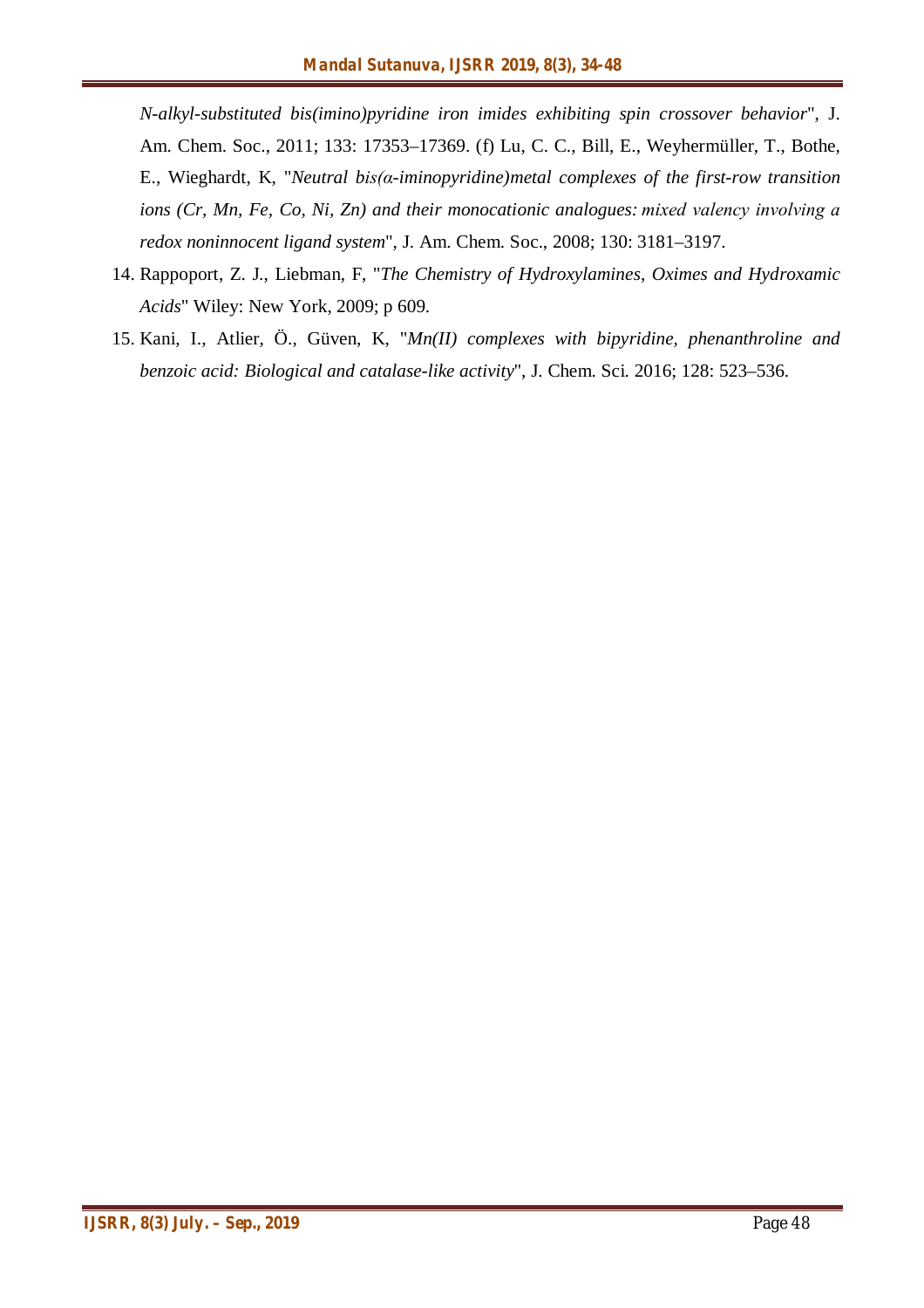*N-alkyl-substituted bis(imino)pyridine iron imides exhibiting spin crossover behavior*", J. Am. Chem. Soc., 2011; 133: 17353–17369. (f) Lu, C. C., Bill, E., Weyhermüller, T., Bothe, E., Wieghardt, K, "*Neutral bis(α-iminopyridine)metal complexes of the first-row transition ions (Cr, Mn, Fe, Co, Ni, Zn) and their monocationic analogues: mixed valency involving a redox noninnocent ligand system*", J. Am. Chem. Soc., 2008; 130: 3181–3197.

14. Rappoport, Z. J., Liebman, F, "*The Chemistry of Hydroxylamines, Oximes and Hydroxamic Acids*" Wiley: New York, 2009; p 609.
15. Kani, I., Atlier, Ö., Güven, K, "*Mn(II) complexes with bipyridine, phenanthroline and benzoic acid: Biological and catalase-like activity*", J. Chem. Sci. 2016; 128: 523–536.